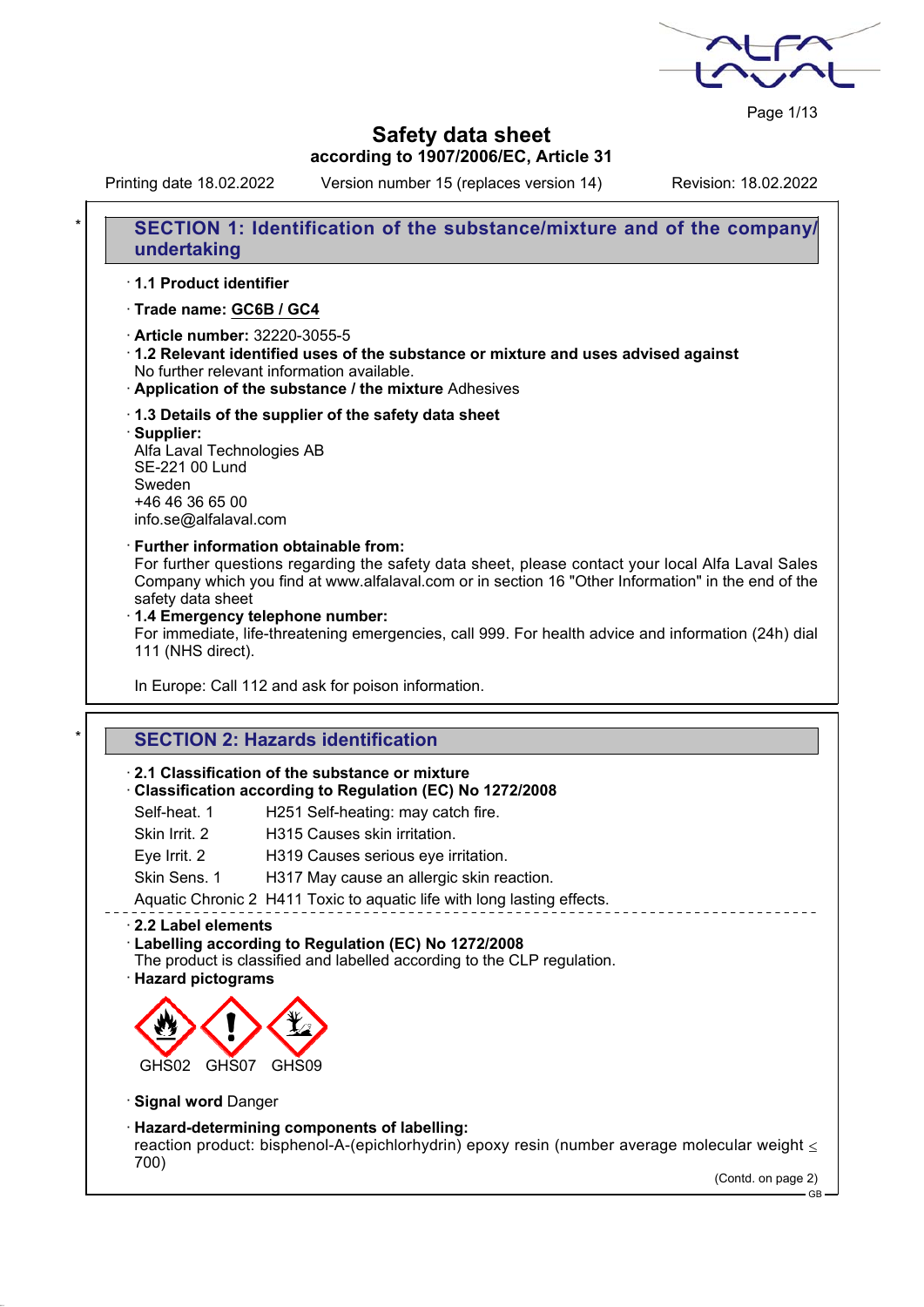# Safety data sheet

**according to 1907/2006/EC, Article 31**

Printing date 18.02.2022 Version number 15 (replaces version 14) Revision: 18.02.2022

## SECTION 1: Identification of the substance/mixture and of the company/undertaking

· **1.1 Product identifier**

· **Trade name: GC6B / GC4**

· **Article number:** 32220-3055-5

· **1.2 Relevant identified uses of the substance or mixture and uses advised against**
No further relevant information available.

· **Application of the substance / the mixture** Adhesives

· **1.3 Details of the supplier of the safety data sheet**

· **Supplier:**
Alfa Laval Technologies AB
SE-221 00 Lund
Sweden
+46 46 36 65 00
info.se@alfalaval.com

· **Further information obtainable from:**
For further questions regarding the safety data sheet, please contact your local Alfa Laval Sales Company which you find at www.alfalaval.com or in section 16 "Other Information" in the end of the safety data sheet

· **1.4 Emergency telephone number:**
For immediate, life-threatening emergencies, call 999. For health advice and information (24h) dial 111 (NHS direct).

In Europe: Call 112 and ask for poison information.

## SECTION 2: Hazards identification

· **2.1 Classification of the substance or mixture**

· **Classification according to Regulation (EC) No 1272/2008**

| | |
|---|---|
| Self-heat. 1 | H251 Self-heating: may catch fire. |
| Skin Irrit. 2 | H315 Causes skin irritation. |
| Eye Irrit. 2 | H319 Causes serious eye irritation. |
| Skin Sens. 1 | H317 May cause an allergic skin reaction. |
| Aquatic Chronic 2 | H411 Toxic to aquatic life with long lasting effects. |

· **2.2 Label elements**

· **Labelling according to Regulation (EC) No 1272/2008**
The product is classified and labelled according to the CLP regulation.

· **Hazard pictograms**

GHS02 GHS07 GHS09

· **Signal word** Danger

· **Hazard-determining components of labelling:**
reaction product: bisphenol-A-(epichlorhydrin) epoxy resin (number average molecular weight ≤ 700)

(Contd. on page 2)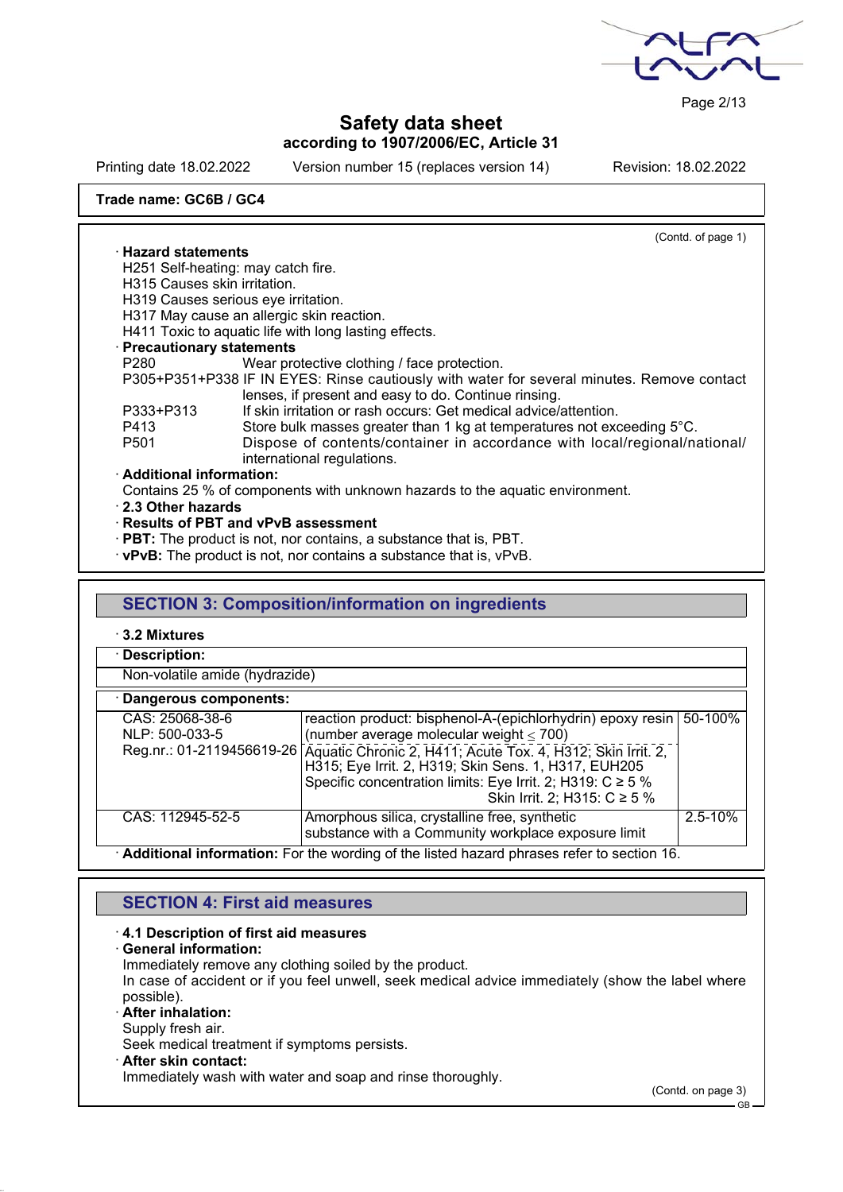Trade name: GC6B / GC4

(Contd. of page 1)

· **Hazard statements**

H251 Self-heating: may catch fire.
H315 Causes skin irritation.
H319 Causes serious eye irritation.
H317 May cause an allergic skin reaction.
H411 Toxic to aquatic life with long lasting effects.

· **Precautionary statements**

P280 Wear protective clothing / face protection.
P305+P351+P338 IF IN EYES: Rinse cautiously with water for several minutes. Remove contact lenses, if present and easy to do. Continue rinsing.
P333+P313 If skin irritation or rash occurs: Get medical advice/attention.
P413 Store bulk masses greater than 1 kg at temperatures not exceeding 5°C.
P501 Dispose of contents/container in accordance with local/regional/national/international regulations.

· **Additional information:**
Contains 25 % of components with unknown hazards to the aquatic environment.

· **2.3 Other hazards**

· **Results of PBT and vPvB assessment**

· **PBT:** The product is not, nor contains, a substance that is, PBT.

· **vPvB:** The product is not, nor contains a substance that is, vPvB.

## SECTION 3: Composition/information on ingredients

· **3.2 Mixtures**

· **Description:**
Non-volatile amide (hydrazide)

· **Dangerous components:**

| | | |
|---|---|---|
| CAS: 25068-38-6<br>NLP: 500-033-5<br>Reg.nr.: 01-2119456619-26 | reaction product: bisphenol-A-(epichlorhydrin) epoxy resin (number average molecular weight ≤ 700)<br>Aquatic Chronic 2, H411; Acute Tox. 4, H312; Skin Irrit. 2, H315; Eye Irrit. 2, H319; Skin Sens. 1, H317, EUH205<br>Specific concentration limits: Eye Irrit. 2; H319: C ≥ 5 %<br>Skin Irrit. 2; H315: C ≥ 5 % | 50-100% |
| CAS: 112945-52-5 | Amorphous silica, crystalline free, synthetic<br>substance with a Community workplace exposure limit | 2.5-10% |

· **Additional information:** For the wording of the listed hazard phrases refer to section 16.

## SECTION 4: First aid measures

· **4.1 Description of first aid measures**

· **General information:**
Immediately remove any clothing soiled by the product.
In case of accident or if you feel unwell, seek medical advice immediately (show the label where possible).

· **After inhalation:**
Supply fresh air.
Seek medical treatment if symptoms persists.

· **After skin contact:**
Immediately wash with water and soap and rinse thoroughly.

(Contd. on page 3)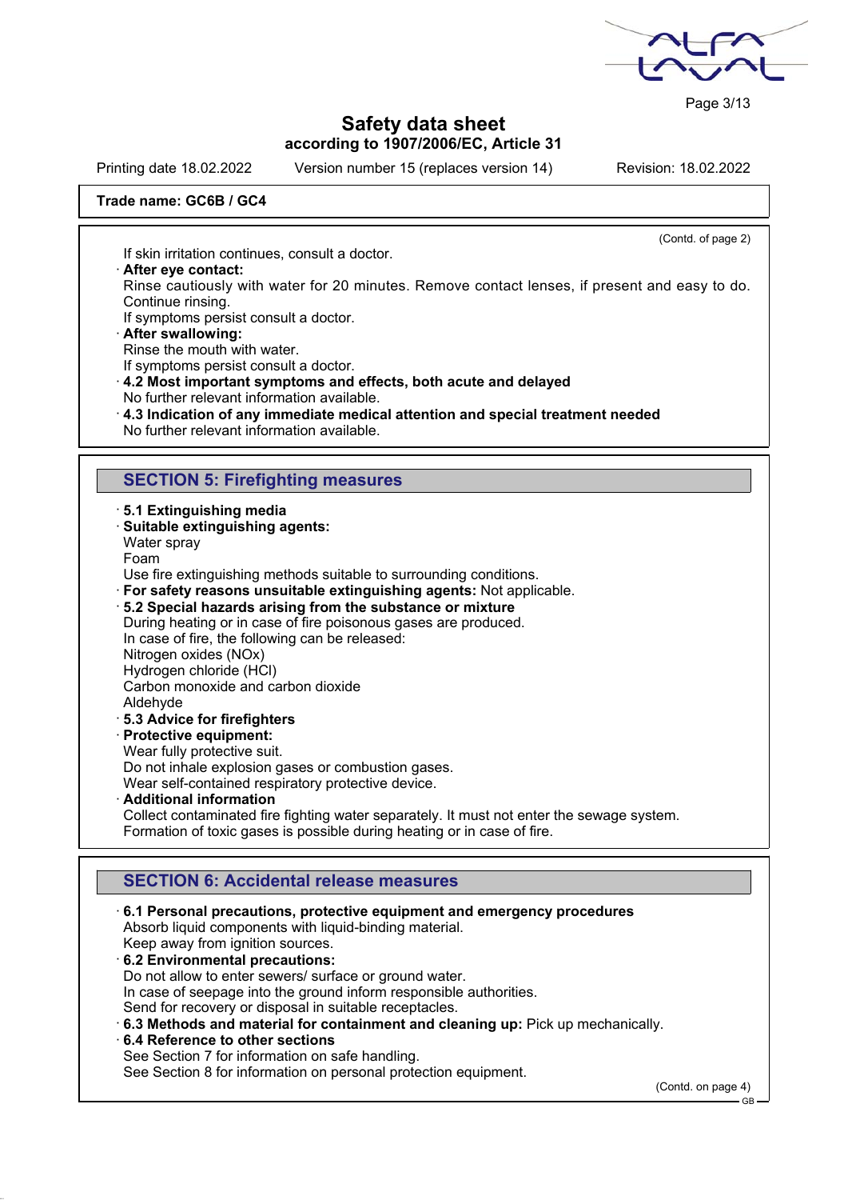**Trade name: GC6B / GC4**

(Contd. of page 2)

If skin irritation continues, consult a doctor.

· **After eye contact:**
Rinse cautiously with water for 20 minutes. Remove contact lenses, if present and easy to do. Continue rinsing.
If symptoms persist consult a doctor.

· **After swallowing:**
Rinse the mouth with water.
If symptoms persist consult a doctor.

· **4.2 Most important symptoms and effects, both acute and delayed**
No further relevant information available.

· **4.3 Indication of any immediate medical attention and special treatment needed**
No further relevant information available.

## SECTION 5: Firefighting measures

· **5.1 Extinguishing media**

· **Suitable extinguishing agents:**
Water spray
Foam
Use fire extinguishing methods suitable to surrounding conditions.

· **For safety reasons unsuitable extinguishing agents:** Not applicable.

· **5.2 Special hazards arising from the substance or mixture**
During heating or in case of fire poisonous gases are produced.
In case of fire, the following can be released:
Nitrogen oxides (NOx)
Hydrogen chloride (HCl)
Carbon monoxide and carbon dioxide
Aldehyde

· **5.3 Advice for firefighters**

· **Protective equipment:**
Wear fully protective suit.
Do not inhale explosion gases or combustion gases.
Wear self-contained respiratory protective device.

· **Additional information**
Collect contaminated fire fighting water separately. It must not enter the sewage system.
Formation of toxic gases is possible during heating or in case of fire.

## SECTION 6: Accidental release measures

· **6.1 Personal precautions, protective equipment and emergency procedures**
Absorb liquid components with liquid-binding material.
Keep away from ignition sources.

· **6.2 Environmental precautions:**
Do not allow to enter sewers/ surface or ground water.
In case of seepage into the ground inform responsible authorities.
Send for recovery or disposal in suitable receptacles.

· **6.3 Methods and material for containment and cleaning up:** Pick up mechanically.

· **6.4 Reference to other sections**
See Section 7 for information on safe handling.
See Section 8 for information on personal protection equipment.

(Contd. on page 4)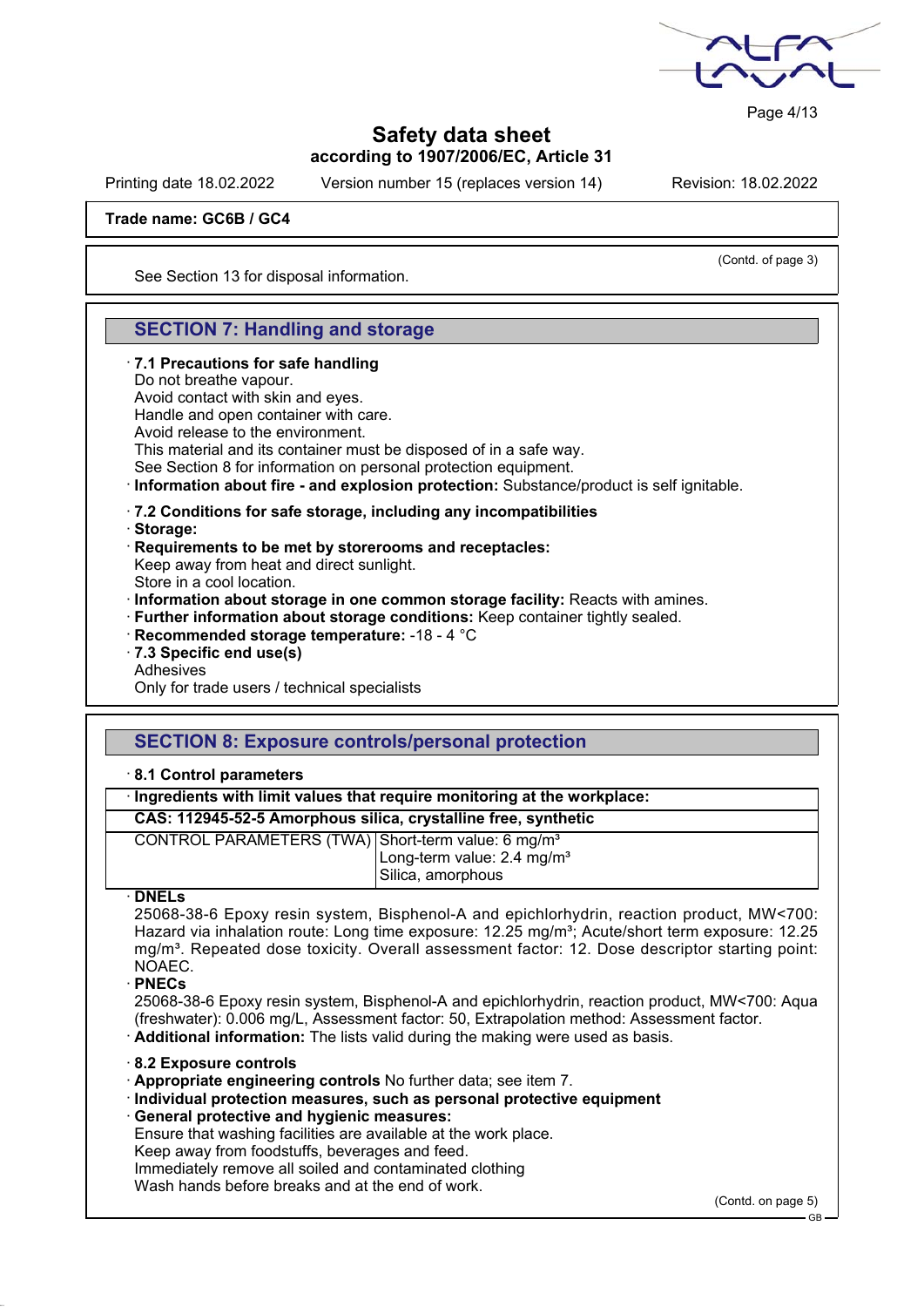**Trade name: GC6B / GC4**

(Contd. of page 3)

See Section 13 for disposal information.

## SECTION 7: Handling and storage

· **7.1 Precautions for safe handling**
Do not breathe vapour.
Avoid contact with skin and eyes.
Handle and open container with care.
Avoid release to the environment.
This material and its container must be disposed of in a safe way.
See Section 8 for information on personal protection equipment.
· **Information about fire - and explosion protection:** Substance/product is self ignitable.

· **7.2 Conditions for safe storage, including any incompatibilities**
· **Storage:**
· **Requirements to be met by storerooms and receptacles:**
Keep away from heat and direct sunlight.
Store in a cool location.
· **Information about storage in one common storage facility:** Reacts with amines.
· **Further information about storage conditions:** Keep container tightly sealed.
· **Recommended storage temperature:** -18 - 4 °C
· **7.3 Specific end use(s)**
Adhesives
Only for trade users / technical specialists

## SECTION 8: Exposure controls/personal protection

· **8.1 Control parameters**

| · **Ingredients with limit values that require monitoring at the workplace:** | |
|---|---|
| **CAS: 112945-52-5 Amorphous silica, crystalline free, synthetic** | |
| CONTROL PARAMETERS (TWA) | Short-term value: 6 mg/m³<br>Long-term value: 2.4 mg/m³<br>Silica, amorphous |

· **DNELs**
25068-38-6 Epoxy resin system, Bisphenol-A and epichlorhydrin, reaction product, MW<700: Hazard via inhalation route: Long time exposure: 12.25 mg/m³; Acute/short term exposure: 12.25 mg/m³. Repeated dose toxicity. Overall assessment factor: 12. Dose descriptor starting point: NOAEC.
· **PNECs**
25068-38-6 Epoxy resin system, Bisphenol-A and epichlorhydrin, reaction product, MW<700: Aqua (freshwater): 0.006 mg/L, Assessment factor: 50, Extrapolation method: Assessment factor.
· **Additional information:** The lists valid during the making were used as basis.

· **8.2 Exposure controls**
· **Appropriate engineering controls** No further data; see item 7.
· **Individual protection measures, such as personal protective equipment**
· **General protective and hygienic measures:**
Ensure that washing facilities are available at the work place.
Keep away from foodstuffs, beverages and feed.
Immediately remove all soiled and contaminated clothing
Wash hands before breaks and at the end of work.

(Contd. on page 5)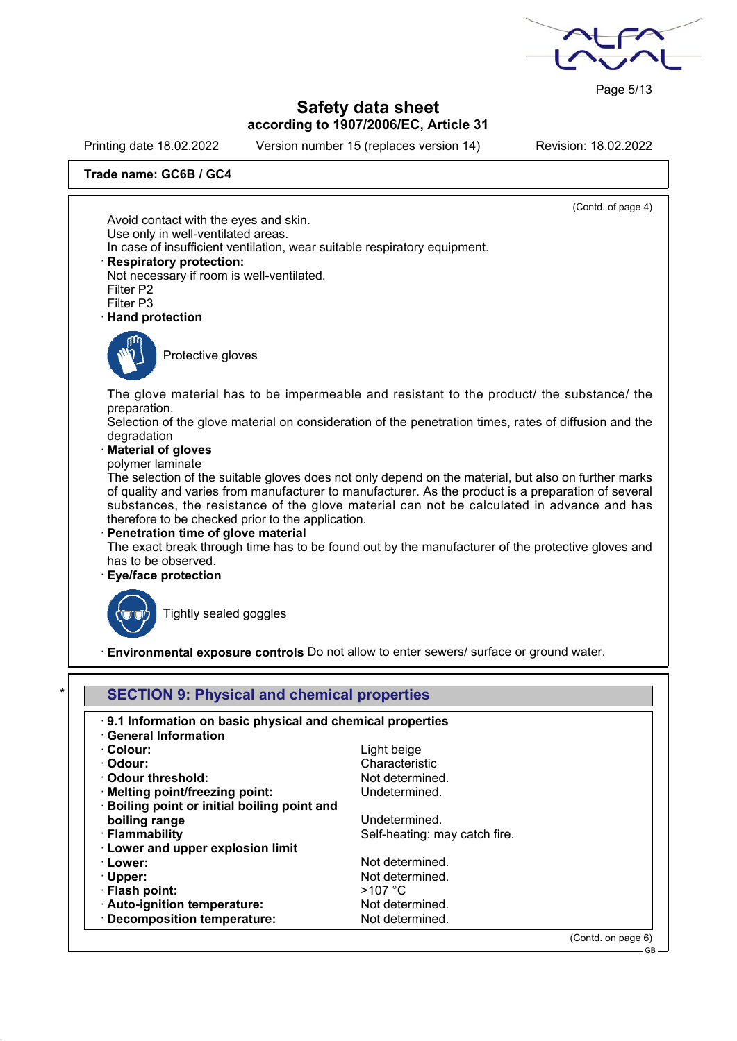**Trade name: GC6B / GC4**

(Contd. of page 4)

Avoid contact with the eyes and skin.
Use only in well-ventilated areas.
In case of insufficient ventilation, wear suitable respiratory equipment.

· **Respiratory protection:**
Not necessary if room is well-ventilated.
Filter P2
Filter P3

· **Hand protection**

Protective gloves

The glove material has to be impermeable and resistant to the product/ the substance/ the preparation.
Selection of the glove material on consideration of the penetration times, rates of diffusion and the degradation

· **Material of gloves**
polymer laminate
The selection of the suitable gloves does not only depend on the material, but also on further marks of quality and varies from manufacturer to manufacturer. As the product is a preparation of several substances, the resistance of the glove material can not be calculated in advance and has therefore to be checked prior to the application.

· **Penetration time of glove material**
The exact break through time has to be found out by the manufacturer of the protective gloves and has to be observed.

· **Eye/face protection**

Tightly sealed goggles

· **Environmental exposure controls** Do not allow to enter sewers/ surface or ground water.

\*

## SECTION 9: Physical and chemical properties

· **9.1 Information on basic physical and chemical properties**

· **General Information**

| | |
|---|---|
| · **Colour:** | Light beige |
| · **Odour:** | Characteristic |
| · **Odour threshold:** | Not determined. |
| · **Melting point/freezing point:** | Undetermined. |
| · **Boiling point or initial boiling point and boiling range** | Undetermined. |
| · **Flammability** | Self-heating: may catch fire. |
| · **Lower and upper explosion limit** | |
| · **Lower:** | Not determined. |
| · **Upper:** | Not determined. |
| · **Flash point:** | >107 °C |
| · **Auto-ignition temperature:** | Not determined. |
| · **Decomposition temperature:** | Not determined. |

(Contd. on page 6)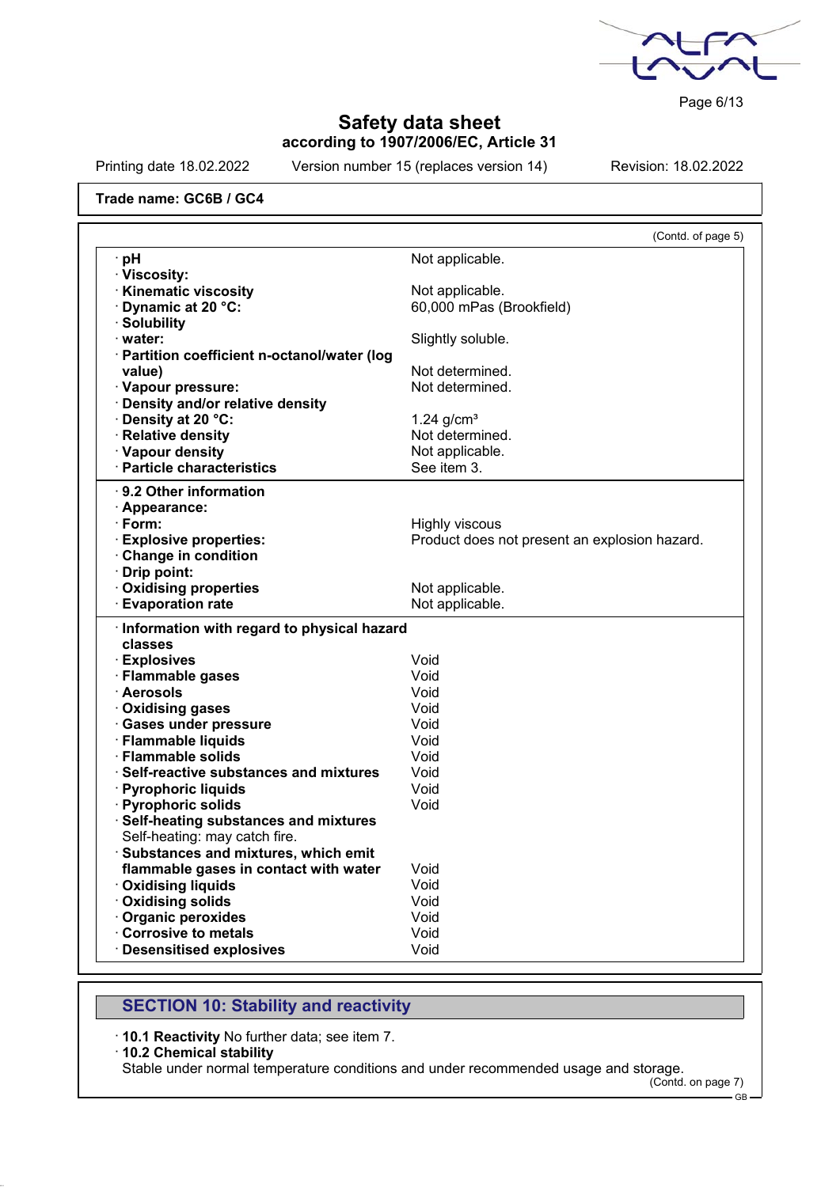# Safety data sheet
**according to 1907/2006/EC, Article 31**

Printing date 18.02.2022 Version number 15 (replaces version 14) Revision: 18.02.2022

**Trade name: GC6B / GC4**

(Contd. of page 5)

| | |
|---|---|
| · **pH** | Not applicable. |
| · **Viscosity:** | |
| · **Kinematic viscosity** | Not applicable. |
| · **Dynamic at 20 °C:** | 60,000 mPas (Brookfield) |
| · **Solubility** | |
| · **water:** | Slightly soluble. |
| · **Partition coefficient n-octanol/water (log value)** | Not determined. |
| · **Vapour pressure:** | Not determined. |
| · **Density and/or relative density** | |
| · **Density at 20 °C:** | 1.24 g/cm³ |
| · **Relative density** | Not determined. |
| · **Vapour density** | Not applicable. |
| · **Particle characteristics** | See item 3. |

| | |
|---|---|
| · **9.2 Other information** | |
| · **Appearance:** | |
| · **Form:** | Highly viscous |
| · **Explosive properties:** | Product does not present an explosion hazard. |
| · **Change in condition** | |
| · **Drip point:** | |
| · **Oxidising properties** | Not applicable. |
| · **Evaporation rate** | Not applicable. |

| | |
|---|---|
| · **Information with regard to physical hazard classes** | |
| · **Explosives** | Void |
| · **Flammable gases** | Void |
| · **Aerosols** | Void |
| · **Oxidising gases** | Void |
| · **Gases under pressure** | Void |
| · **Flammable liquids** | Void |
| · **Flammable solids** | Void |
| · **Self-reactive substances and mixtures** | Void |
| · **Pyrophoric liquids** | Void |
| · **Pyrophoric solids** | Void |
| · **Self-heating substances and mixtures** Self-heating: may catch fire. | |
| · **Substances and mixtures, which emit flammable gases in contact with water** | Void |
| · **Oxidising liquids** | Void |
| · **Oxidising solids** | Void |
| · **Organic peroxides** | Void |
| · **Corrosive to metals** | Void |
| · **Desensitised explosives** | Void |

## SECTION 10: Stability and reactivity

· **10.1 Reactivity** No further data; see item 7.

· **10.2 Chemical stability**
Stable under normal temperature conditions and under recommended usage and storage.

(Contd. on page 7)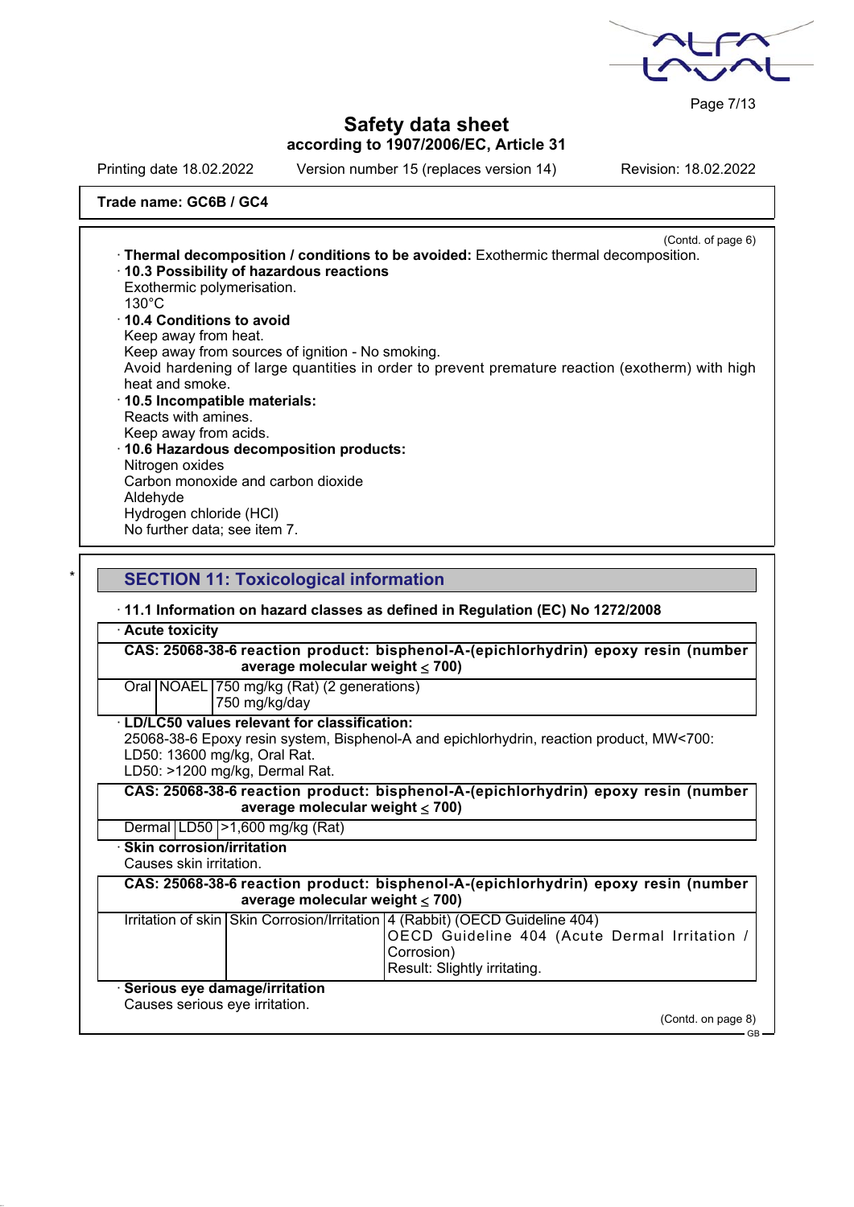Trade name: GC6B / GC4

(Contd. of page 6)

· **Thermal decomposition / conditions to be avoided:** Exothermic thermal decomposition.

· **10.3 Possibility of hazardous reactions**
Exothermic polymerisation.
130°C

· **10.4 Conditions to avoid**
Keep away from heat.
Keep away from sources of ignition - No smoking.
Avoid hardening of large quantities in order to prevent premature reaction (exotherm) with high heat and smoke.

· **10.5 Incompatible materials:**
Reacts with amines.
Keep away from acids.

· **10.6 Hazardous decomposition products:**
Nitrogen oxides
Carbon monoxide and carbon dioxide
Aldehyde
Hydrogen chloride (HCl)
No further data; see item 7.

## * SECTION 11: Toxicological information

· **11.1 Information on hazard classes as defined in Regulation (EC) No 1272/2008**

· **Acute toxicity**

| **CAS: 25068-38-6 reaction product: bisphenol-A-(epichlorhydrin) epoxy resin (number average molecular weight ≤ 700)** | | |
|---|---|---|
| Oral | NOAEL | 750 mg/kg (Rat) (2 generations)<br>750 mg/kg/day |

· **LD/LC50 values relevant for classification:**
25068-38-6 Epoxy resin system, Bisphenol-A and epichlorhydrin, reaction product, MW<700:
LD50: 13600 mg/kg, Oral Rat.
LD50: >1200 mg/kg, Dermal Rat.

| **CAS: 25068-38-6 reaction product: bisphenol-A-(epichlorhydrin) epoxy resin (number average molecular weight ≤ 700)** | | |
|---|---|---|
| Dermal | LD50 | >1,600 mg/kg (Rat) |

· **Skin corrosion/irritation**
Causes skin irritation.

| **CAS: 25068-38-6 reaction product: bisphenol-A-(epichlorhydrin) epoxy resin (number average molecular weight ≤ 700)** | | |
|---|---|---|
| Irritation of skin | Skin Corrosion/Irritation | 4 (Rabbit) (OECD Guideline 404)<br>OECD Guideline 404 (Acute Dermal Irritation / Corrosion)<br>Result: Slightly irritating. |

· **Serious eye damage/irritation**
Causes serious eye irritation.

(Contd. on page 8)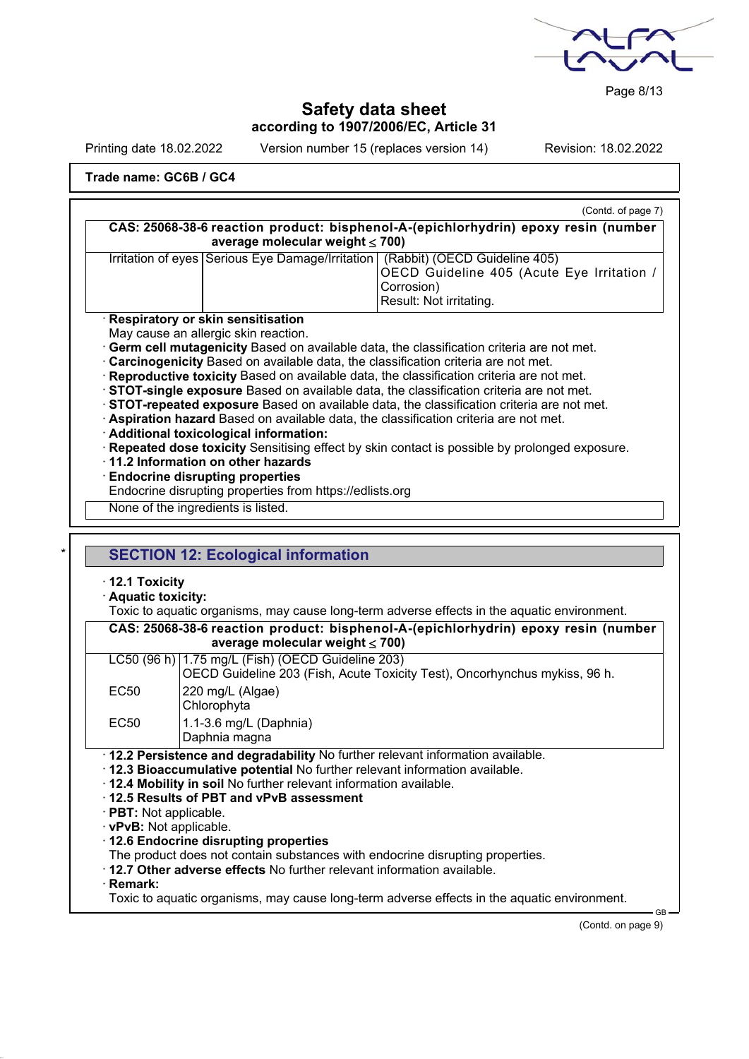Trade name: GC6B / GC4

(Contd. of page 7)

| CAS: 25068-38-6 reaction product: bisphenol-A-(epichlorhydrin) epoxy resin (number average molecular weight ≤ 700) | | |
|---|---|---|
| Irritation of eyes | Serious Eye Damage/Irritation | (Rabbit) (OECD Guideline 405) OECD Guideline 405 (Acute Eye Irritation / Corrosion) Result: Not irritating. |

· **Respiratory or skin sensitisation**
May cause an allergic skin reaction.
· **Germ cell mutagenicity** Based on available data, the classification criteria are not met.
· **Carcinogenicity** Based on available data, the classification criteria are not met.
· **Reproductive toxicity** Based on available data, the classification criteria are not met.
· **STOT-single exposure** Based on available data, the classification criteria are not met.
· **STOT-repeated exposure** Based on available data, the classification criteria are not met.
· **Aspiration hazard** Based on available data, the classification criteria are not met.
· **Additional toxicological information:**
· **Repeated dose toxicity** Sensitising effect by skin contact is possible by prolonged exposure.
· **11.2 Information on other hazards**
· **Endocrine disrupting properties**
Endocrine disrupting properties from https://edlists.org

None of the ingredients is listed.

## SECTION 12: Ecological information

· **12.1 Toxicity**
· **Aquatic toxicity:**
Toxic to aquatic organisms, may cause long-term adverse effects in the aquatic environment.

| CAS: 25068-38-6 reaction product: bisphenol-A-(epichlorhydrin) epoxy resin (number average molecular weight ≤ 700) | |
|---|---|
| LC50 (96 h) | 1.75 mg/L (Fish) (OECD Guideline 203) OECD Guideline 203 (Fish, Acute Toxicity Test), Oncorhynchus mykiss, 96 h. |
| EC50 | 220 mg/L (Algae) Chlorophyta |
| EC50 | 1.1-3.6 mg/L (Daphnia) Daphnia magna |

· **12.2 Persistence and degradability** No further relevant information available.
· **12.3 Bioaccumulative potential** No further relevant information available.
· **12.4 Mobility in soil** No further relevant information available.
· **12.5 Results of PBT and vPvB assessment**
· **PBT:** Not applicable.
· **vPvB:** Not applicable.
· **12.6 Endocrine disrupting properties**
The product does not contain substances with endocrine disrupting properties.
· **12.7 Other adverse effects** No further relevant information available.
· **Remark:**
Toxic to aquatic organisms, may cause long-term adverse effects in the aquatic environment.

(Contd. on page 9)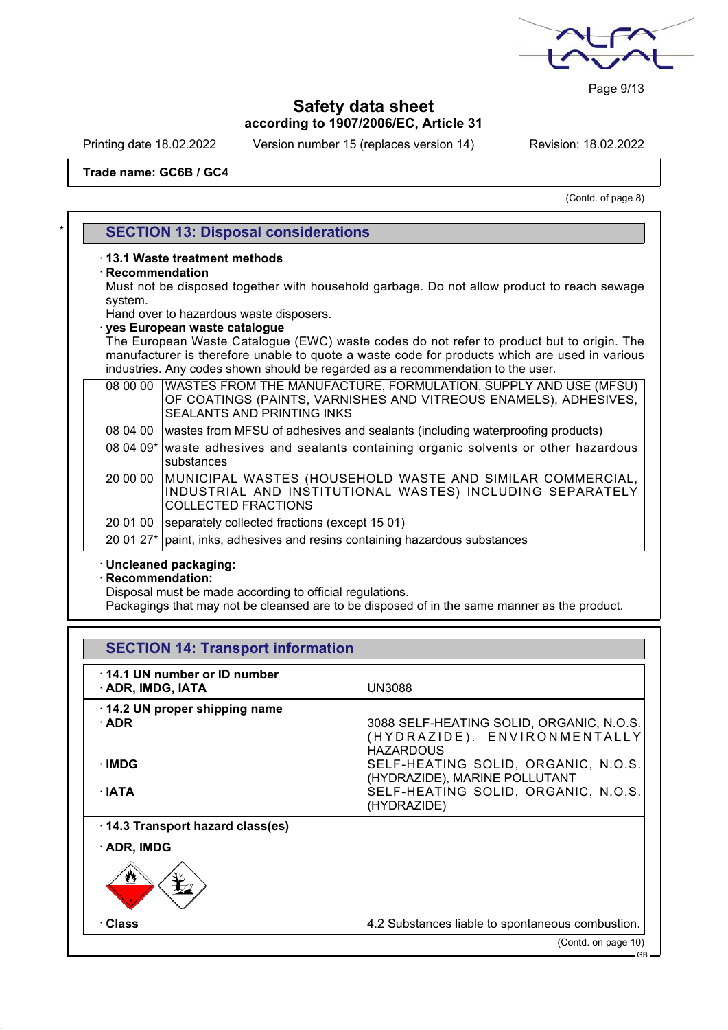**Safety data sheet**
**according to 1907/2006/EC, Article 31**

Printing date 18.02.2022 Version number 15 (replaces version 14) Revision: 18.02.2022

**Trade name: GC6B / GC4**

(Contd. of page 8)

## SECTION 13: Disposal considerations

· **13.1 Waste treatment methods**

· **Recommendation**

Must not be disposed together with household garbage. Do not allow product to reach sewage system.

Hand over to hazardous waste disposers.

· **yes European waste catalogue**

The European Waste Catalogue (EWC) waste codes do not refer to product but to origin. The manufacturer is therefore unable to quote a waste code for products which are used in various industries. Any codes shown should be regarded as a recommendation to the user.

| | |
|---|---|
| 08 00 00 | WASTES FROM THE MANUFACTURE, FORMULATION, SUPPLY AND USE (MFSU) OF COATINGS (PAINTS, VARNISHES AND VITREOUS ENAMELS), ADHESIVES, SEALANTS AND PRINTING INKS |
| 08 04 00 | wastes from MFSU of adhesives and sealants (including waterproofing products) |
| 08 04 09* | waste adhesives and sealants containing organic solvents or other hazardous substances |
| 20 00 00 | MUNICIPAL WASTES (HOUSEHOLD WASTE AND SIMILAR COMMERCIAL, INDUSTRIAL AND INSTITUTIONAL WASTES) INCLUDING SEPARATELY COLLECTED FRACTIONS |
| 20 01 00 | separately collected fractions (except 15 01) |
| 20 01 27* | paint, inks, adhesives and resins containing hazardous substances |

· **Uncleaned packaging:**

· **Recommendation:**

Disposal must be made according to official regulations.

Packagings that may not be cleansed are to be disposed of in the same manner as the product.

## SECTION 14: Transport information

· **14.1 UN number or ID number**

· **ADR, IMDG, IATA** UN3088

· **14.2 UN proper shipping name**

· **ADR** 3088 SELF-HEATING SOLID, ORGANIC, N.O.S. (HYDRAZIDE). ENVIRONMENTALLY HAZARDOUS

· **IMDG** SELF-HEATING SOLID, ORGANIC, N.O.S. (HYDRAZIDE), MARINE POLLUTANT

· **IATA** SELF-HEATING SOLID, ORGANIC, N.O.S. (HYDRAZIDE)

· **14.3 Transport hazard class(es)**

· **ADR, IMDG**

· **Class** 4.2 Substances liable to spontaneous combustion.

(Contd. on page 10)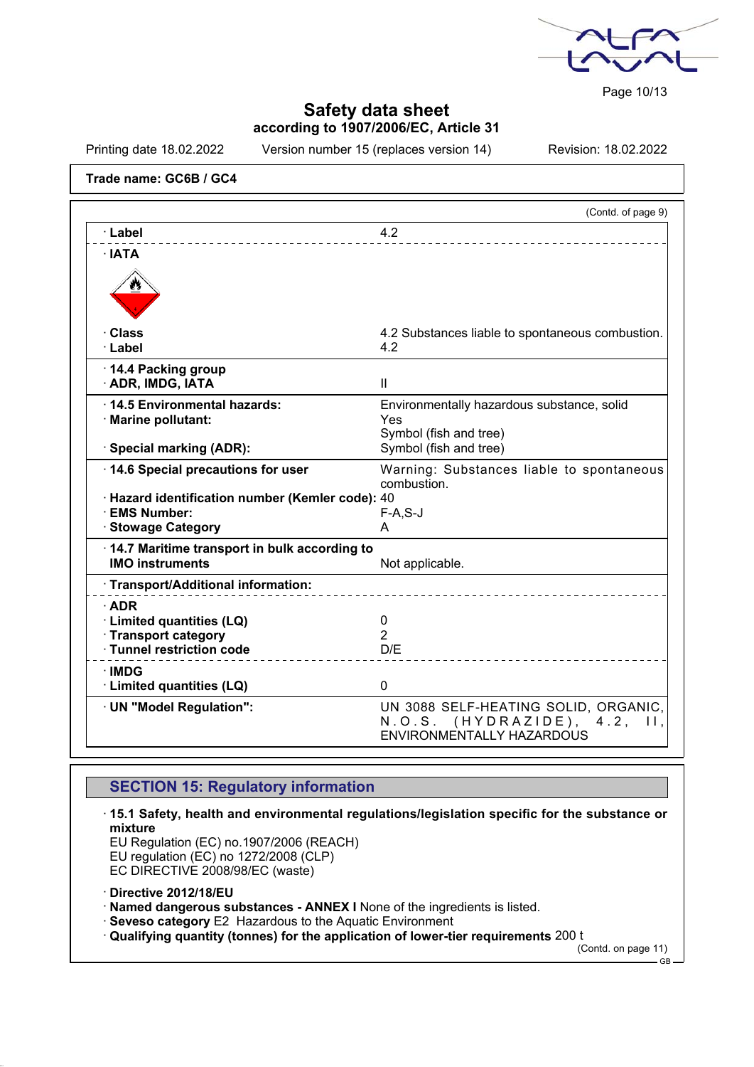# Safety data sheet

**according to 1907/2006/EC, Article 31**

Printing date 18.02.2022 Version number 15 (replaces version 14) Revision: 18.02.2022

**Trade name: GC6B / GC4**

(Contd. of page 9)

| | |
|---|---|
| · **Label** | 4.2 |
| · **IATA** | |
| · **Class** | 4.2 Substances liable to spontaneous combustion. |
| · **Label** | 4.2 |
| · **14.4 Packing group** | |
| · **ADR, IMDG, IATA** | II |
| · **14.5 Environmental hazards:** | Environmentally hazardous substance, solid |
| · **Marine pollutant:** | Yes<br>Symbol (fish and tree) |
| · **Special marking (ADR):** | Symbol (fish and tree) |
| · **14.6 Special precautions for user** | Warning: Substances liable to spontaneous combustion. |
| · **Hazard identification number (Kemler code):** | 40 |
| · **EMS Number:** | F-A,S-J |
| · **Stowage Category** | A |
| · **14.7 Maritime transport in bulk according to IMO instruments** | Not applicable. |
| · **Transport/Additional information:** | |
| · **ADR** | |
| · **Limited quantities (LQ)** | 0 |
| · **Transport category** | 2 |
| · **Tunnel restriction code** | D/E |
| · **IMDG** | |
| · **Limited quantities (LQ)** | 0 |
| · **UN "Model Regulation":** | UN 3088 SELF-HEATING SOLID, ORGANIC, N.O.S. (HYDRAZIDE), 4.2, II, ENVIRONMENTALLY HAZARDOUS |

## SECTION 15: Regulatory information

· **15.1 Safety, health and environmental regulations/legislation specific for the substance or mixture**

EU Regulation (EC) no.1907/2006 (REACH)
EU regulation (EC) no 1272/2008 (CLP)
EC DIRECTIVE 2008/98/EC (waste)

· **Directive 2012/18/EU**
· **Named dangerous substances - ANNEX I** None of the ingredients is listed.
· **Seveso category** E2 Hazardous to the Aquatic Environment
· **Qualifying quantity (tonnes) for the application of lower-tier requirements** 200 t

(Contd. on page 11)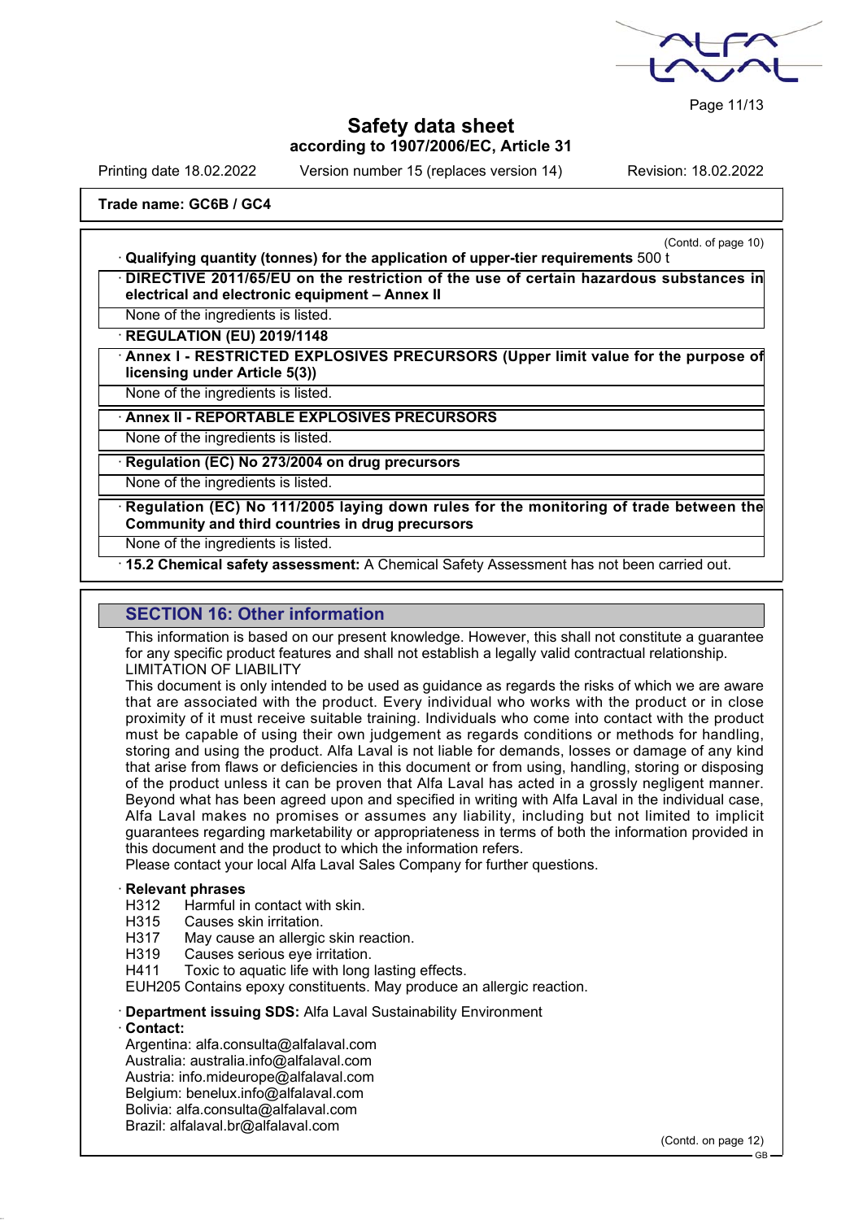Trade name: GC6B / GC4

(Contd. of page 10)

· **Qualifying quantity (tonnes) for the application of upper-tier requirements** 500 t

· **DIRECTIVE 2011/65/EU on the restriction of the use of certain hazardous substances in electrical and electronic equipment – Annex II**

None of the ingredients is listed.

· **REGULATION (EU) 2019/1148**

· **Annex I - RESTRICTED EXPLOSIVES PRECURSORS (Upper limit value for the purpose of licensing under Article 5(3))**

None of the ingredients is listed.

· **Annex II - REPORTABLE EXPLOSIVES PRECURSORS**

None of the ingredients is listed.

· **Regulation (EC) No 273/2004 on drug precursors**

None of the ingredients is listed.

· **Regulation (EC) No 111/2005 laying down rules for the monitoring of trade between the Community and third countries in drug precursors**

None of the ingredients is listed.

· **15.2 Chemical safety assessment:** A Chemical Safety Assessment has not been carried out.

## SECTION 16: Other information

This information is based on our present knowledge. However, this shall not constitute a guarantee for any specific product features and shall not establish a legally valid contractual relationship.
LIMITATION OF LIABILITY
This document is only intended to be used as guidance as regards the risks of which we are aware that are associated with the product. Every individual who works with the product or in close proximity of it must receive suitable training. Individuals who come into contact with the product must be capable of using their own judgement as regards conditions or methods for handling, storing and using the product. Alfa Laval is not liable for demands, losses or damage of any kind that arise from flaws or deficiencies in this document or from using, handling, storing or disposing of the product unless it can be proven that Alfa Laval has acted in a grossly negligent manner. Beyond what has been agreed upon and specified in writing with Alfa Laval in the individual case, Alfa Laval makes no promises or assumes any liability, including but not limited to implicit guarantees regarding marketability or appropriateness in terms of both the information provided in this document and the product to which the information refers.
Please contact your local Alfa Laval Sales Company for further questions.

· **Relevant phrases**

H312 Harmful in contact with skin.
H315 Causes skin irritation.
H317 May cause an allergic skin reaction.
H319 Causes serious eye irritation.
H411 Toxic to aquatic life with long lasting effects.
EUH205 Contains epoxy constituents. May produce an allergic reaction.

· **Department issuing SDS:** Alfa Laval Sustainability Environment

· **Contact:**

Argentina: alfa.consulta@alfalaval.com
Australia: australia.info@alfalaval.com
Austria: info.mideurope@alfalaval.com
Belgium: benelux.info@alfalaval.com
Bolivia: alfa.consulta@alfalaval.com
Brazil: alfalaval.br@alfalaval.com

(Contd. on page 12)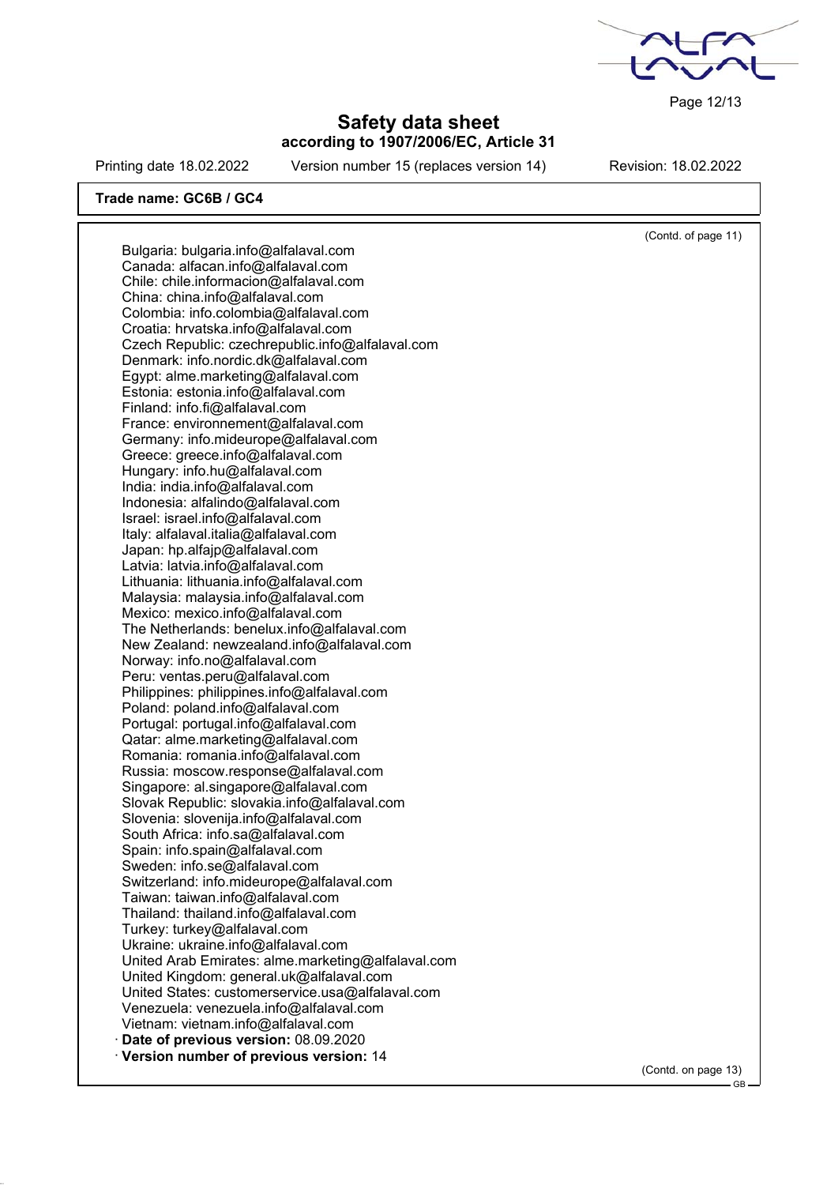**Trade name: GC6B / GC4**

(Contd. of page 11)

Bulgaria: bulgaria.info@alfalaval.com
Canada: alfacan.info@alfalaval.com
Chile: chile.informacion@alfalaval.com
China: china.info@alfalaval.com
Colombia: info.colombia@alfalaval.com
Croatia: hrvatska.info@alfalaval.com
Czech Republic: czechrepublic.info@alfalaval.com
Denmark: info.nordic.dk@alfalaval.com
Egypt: alme.marketing@alfalaval.com
Estonia: estonia.info@alfalaval.com
Finland: info.fi@alfalaval.com
France: environnement@alfalaval.com
Germany: info.mideurope@alfalaval.com
Greece: greece.info@alfalaval.com
Hungary: info.hu@alfalaval.com
India: india.info@alfalaval.com
Indonesia: alfalindo@alfalaval.com
Israel: israel.info@alfalaval.com
Italy: alfalaval.italia@alfalaval.com
Japan: hp.alfajp@alfalaval.com
Latvia: latvia.info@alfalaval.com
Lithuania: lithuania.info@alfalaval.com
Malaysia: malaysia.info@alfalaval.com
Mexico: mexico.info@alfalaval.com
The Netherlands: benelux.info@alfalaval.com
New Zealand: newzealand.info@alfalaval.com
Norway: info.no@alfalaval.com
Peru: ventas.peru@alfalaval.com
Philippines: philippines.info@alfalaval.com
Poland: poland.info@alfalaval.com
Portugal: portugal.info@alfalaval.com
Qatar: alme.marketing@alfalaval.com
Romania: romania.info@alfalaval.com
Russia: moscow.response@alfalaval.com
Singapore: al.singapore@alfalaval.com
Slovak Republic: slovakia.info@alfalaval.com
Slovenia: slovenija.info@alfalaval.com
South Africa: info.sa@alfalaval.com
Spain: info.spain@alfalaval.com
Sweden: info.se@alfalaval.com
Switzerland: info.mideurope@alfalaval.com
Taiwan: taiwan.info@alfalaval.com
Thailand: thailand.info@alfalaval.com
Turkey: turkey@alfalaval.com
Ukraine: ukraine.info@alfalaval.com
United Arab Emirates: alme.marketing@alfalaval.com
United Kingdom: general.uk@alfalaval.com
United States: customerservice.usa@alfalaval.com
Venezuela: venezuela.info@alfalaval.com
Vietnam: vietnam.info@alfalaval.com

· **Date of previous version:** 08.09.2020
· **Version number of previous version:** 14

(Contd. on page 13)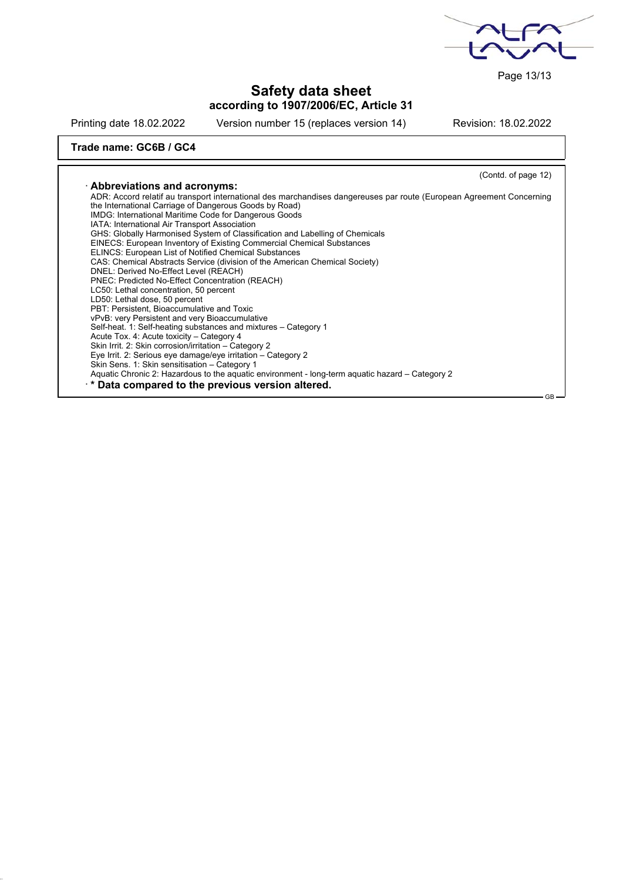# Safety data sheet
## according to 1907/2006/EC, Article 31

Printing date 18.02.2022 Version number 15 (replaces version 14) Revision: 18.02.2022

**Trade name: GC6B / GC4**

(Contd. of page 12)

· **Abbreviations and acronyms:**
ADR: Accord relatif au transport international des marchandises dangereuses par route (European Agreement Concerning the International Carriage of Dangerous Goods by Road)
IMDG: International Maritime Code for Dangerous Goods
IATA: International Air Transport Association
GHS: Globally Harmonised System of Classification and Labelling of Chemicals
EINECS: European Inventory of Existing Commercial Chemical Substances
ELINCS: European List of Notified Chemical Substances
CAS: Chemical Abstracts Service (division of the American Chemical Society)
DNEL: Derived No-Effect Level (REACH)
PNEC: Predicted No-Effect Concentration (REACH)
LC50: Lethal concentration, 50 percent
LD50: Lethal dose, 50 percent
PBT: Persistent, Bioaccumulative and Toxic
vPvB: very Persistent and very Bioaccumulative
Self-heat. 1: Self-heating substances and mixtures – Category 1
Acute Tox. 4: Acute toxicity – Category 4
Skin Irrit. 2: Skin corrosion/irritation – Category 2
Eye Irrit. 2: Serious eye damage/eye irritation – Category 2
Skin Sens. 1: Skin sensitisation – Category 1
Aquatic Chronic 2: Hazardous to the aquatic environment - long-term aquatic hazard – Category 2

· **\* Data compared to the previous version altered.**

GB